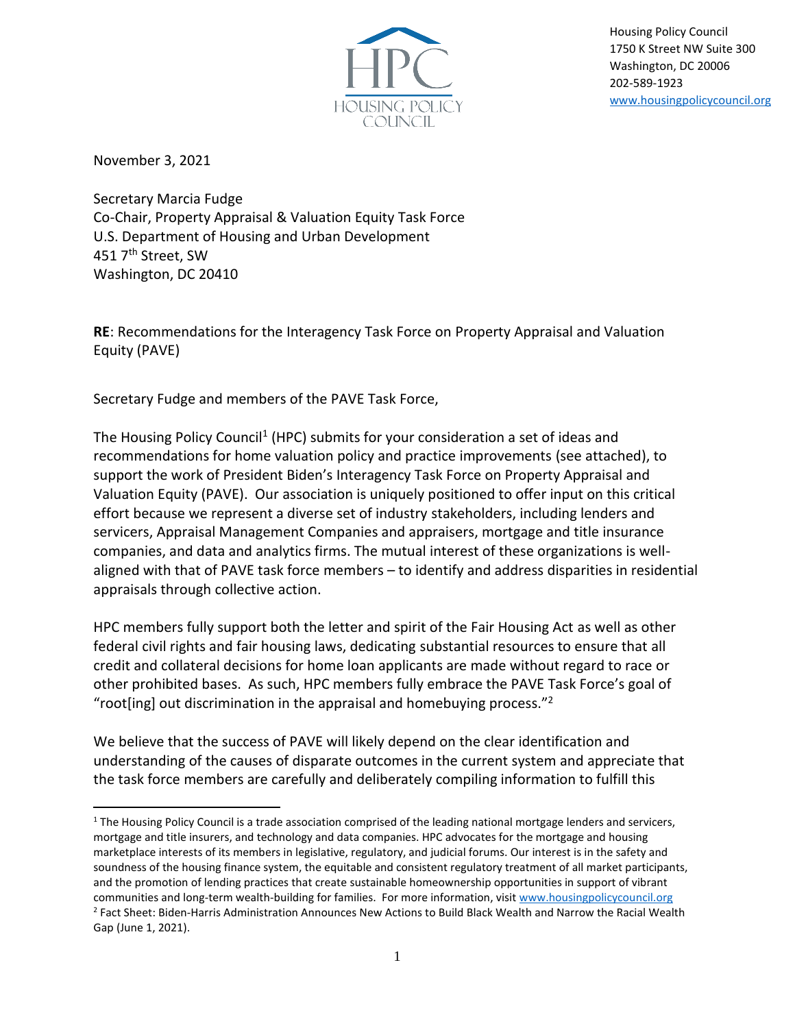Housing Policy Council
1750 K Street NW Suite 300
Washington, DC 20006
202-589-1923
www.housingpolicycouncil.org

November 3, 2021

Secretary Marcia Fudge
Co-Chair, Property Appraisal & Valuation Equity Task Force
U.S. Department of Housing and Urban Development
451 7th Street, SW
Washington, DC 20410

**RE**: Recommendations for the Interagency Task Force on Property Appraisal and Valuation Equity (PAVE)

Secretary Fudge and members of the PAVE Task Force,

The Housing Policy Council[1] (HPC) submits for your consideration a set of ideas and recommendations for home valuation policy and practice improvements (see attached), to support the work of President Biden's Interagency Task Force on Property Appraisal and Valuation Equity (PAVE). Our association is uniquely positioned to offer input on this critical effort because we represent a diverse set of industry stakeholders, including lenders and servicers, Appraisal Management Companies and appraisers, mortgage and title insurance companies, and data and analytics firms. The mutual interest of these organizations is well-aligned with that of PAVE task force members – to identify and address disparities in residential appraisals through collective action.

HPC members fully support both the letter and spirit of the Fair Housing Act as well as other federal civil rights and fair housing laws, dedicating substantial resources to ensure that all credit and collateral decisions for home loan applicants are made without regard to race or other prohibited bases. As such, HPC members fully embrace the PAVE Task Force's goal of "root[ing] out discrimination in the appraisal and homebuying process."[2]

We believe that the success of PAVE will likely depend on the clear identification and understanding of the causes of disparate outcomes in the current system and appreciate that the task force members are carefully and deliberately compiling information to fulfill this

[1] The Housing Policy Council is a trade association comprised of the leading national mortgage lenders and servicers, mortgage and title insurers, and technology and data companies. HPC advocates for the mortgage and housing marketplace interests of its members in legislative, regulatory, and judicial forums. Our interest is in the safety and soundness of the housing finance system, the equitable and consistent regulatory treatment of all market participants, and the promotion of lending practices that create sustainable homeownership opportunities in support of vibrant communities and long-term wealth-building for families. For more information, visit www.housingpolicycouncil.org

[2] Fact Sheet: Biden-Harris Administration Announces New Actions to Build Black Wealth and Narrow the Racial Wealth Gap (June 1, 2021).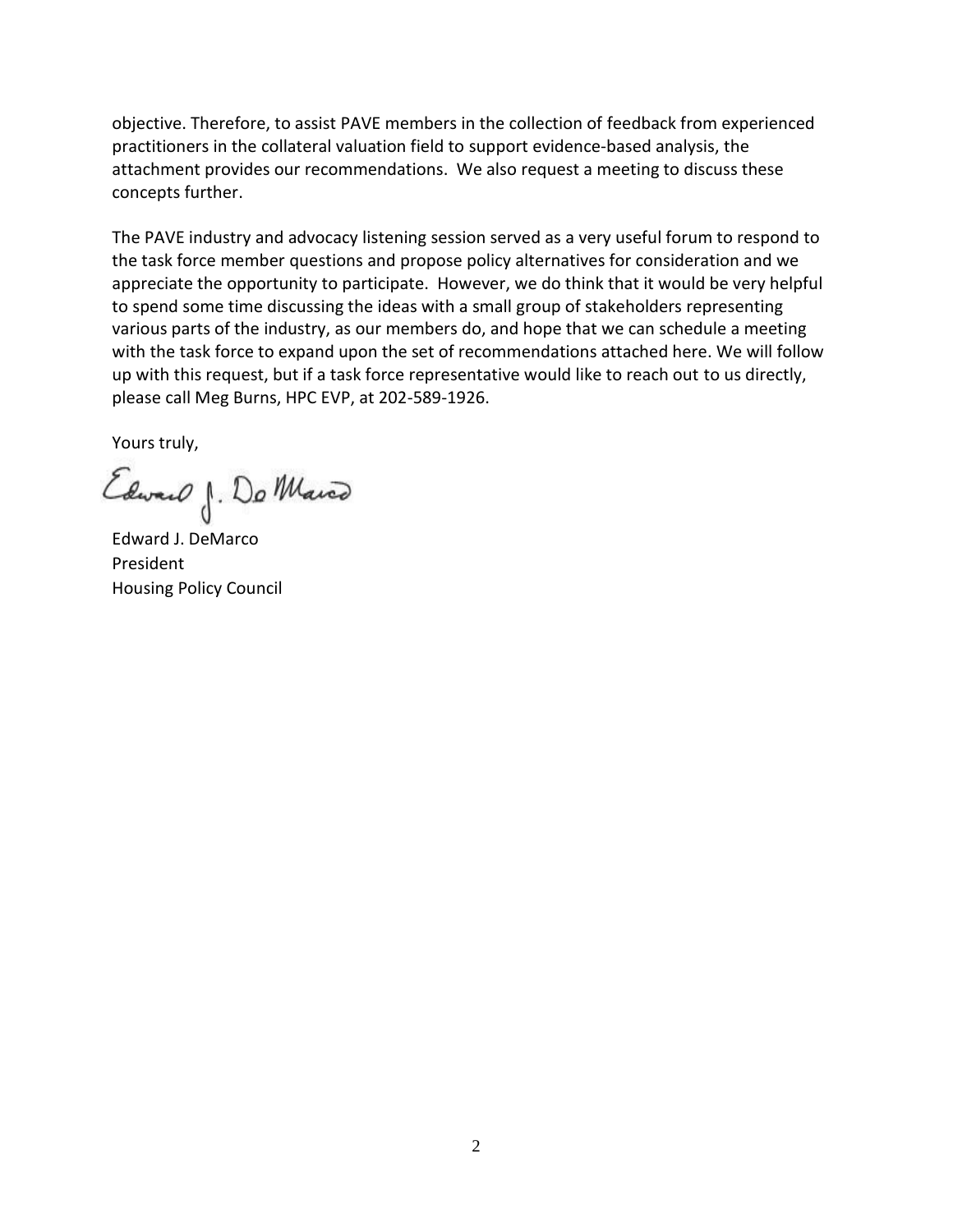objective. Therefore, to assist PAVE members in the collection of feedback from experienced practitioners in the collateral valuation field to support evidence-based analysis, the attachment provides our recommendations. We also request a meeting to discuss these concepts further.

The PAVE industry and advocacy listening session served as a very useful forum to respond to the task force member questions and propose policy alternatives for consideration and we appreciate the opportunity to participate. However, we do think that it would be very helpful to spend some time discussing the ideas with a small group of stakeholders representing various parts of the industry, as our members do, and hope that we can schedule a meeting with the task force to expand upon the set of recommendations attached here. We will follow up with this request, but if a task force representative would like to reach out to us directly, please call Meg Burns, HPC EVP, at 202-589-1926.

Yours truly,

Edward J. DeMarco

Edward J. DeMarco
President
Housing Policy Council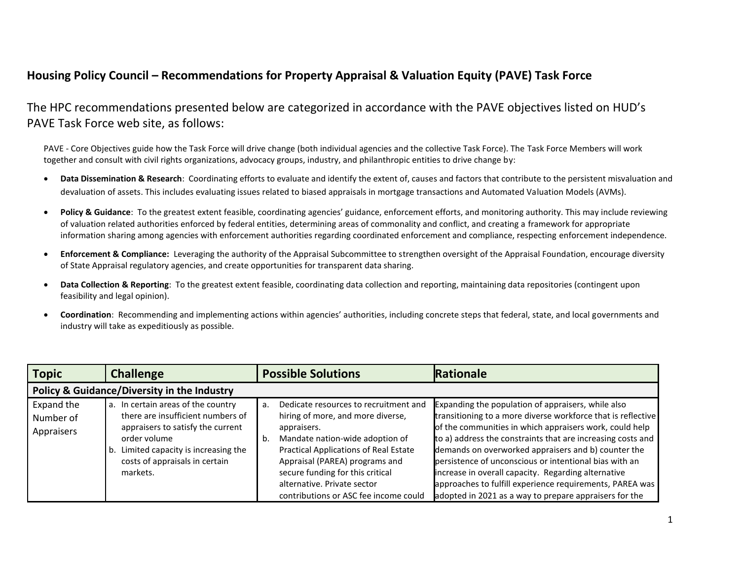## Housing Policy Council – Recommendations for Property Appraisal & Valuation Equity (PAVE) Task Force

The HPC recommendations presented below are categorized in accordance with the PAVE objectives listed on HUD's PAVE Task Force web site, as follows:

PAVE - Core Objectives guide how the Task Force will drive change (both individual agencies and the collective Task Force). The Task Force Members will work together and consult with civil rights organizations, advocacy groups, industry, and philanthropic entities to drive change by:

- **Data Dissemination & Research**: Coordinating efforts to evaluate and identify the extent of, causes and factors that contribute to the persistent misvaluation and devaluation of assets. This includes evaluating issues related to biased appraisals in mortgage transactions and Automated Valuation Models (AVMs).
- **Policy & Guidance**: To the greatest extent feasible, coordinating agencies' guidance, enforcement efforts, and monitoring authority. This may include reviewing of valuation related authorities enforced by federal entities, determining areas of commonality and conflict, and creating a framework for appropriate information sharing among agencies with enforcement authorities regarding coordinated enforcement and compliance, respecting enforcement independence.
- **Enforcement & Compliance:** Leveraging the authority of the Appraisal Subcommittee to strengthen oversight of the Appraisal Foundation, encourage diversity of State Appraisal regulatory agencies, and create opportunities for transparent data sharing.
- **Data Collection & Reporting**: To the greatest extent feasible, coordinating data collection and reporting, maintaining data repositories (contingent upon feasibility and legal opinion).
- **Coordination**: Recommending and implementing actions within agencies' authorities, including concrete steps that federal, state, and local governments and industry will take as expeditiously as possible.

| Topic | Challenge | Possible Solutions | Rationale |
|---|---|---|---|
| **Policy & Guidance/Diversity in the Industry** | | | |
| Expand the Number of Appraisers | a. In certain areas of the country there are insufficient numbers of appraisers to satisfy the current order volume<br>b. Limited capacity is increasing the costs of appraisals in certain markets. | a. Dedicate resources to recruitment and hiring of more, and more diverse, appraisers.<br>b. Mandate nation-wide adoption of Practical Applications of Real Estate Appraisal (PAREA) programs and secure funding for this critical alternative. Private sector contributions or ASC fee income could | Expanding the population of appraisers, while also transitioning to a more diverse workforce that is reflective of the communities in which appraisers work, could help to a) address the constraints that are increasing costs and demands on overworked appraisers and b) counter the persistence of unconscious or intentional bias with an increase in overall capacity. Regarding alternative approaches to fulfill experience requirements, PAREA was adopted in 2021 as a way to prepare appraisers for the |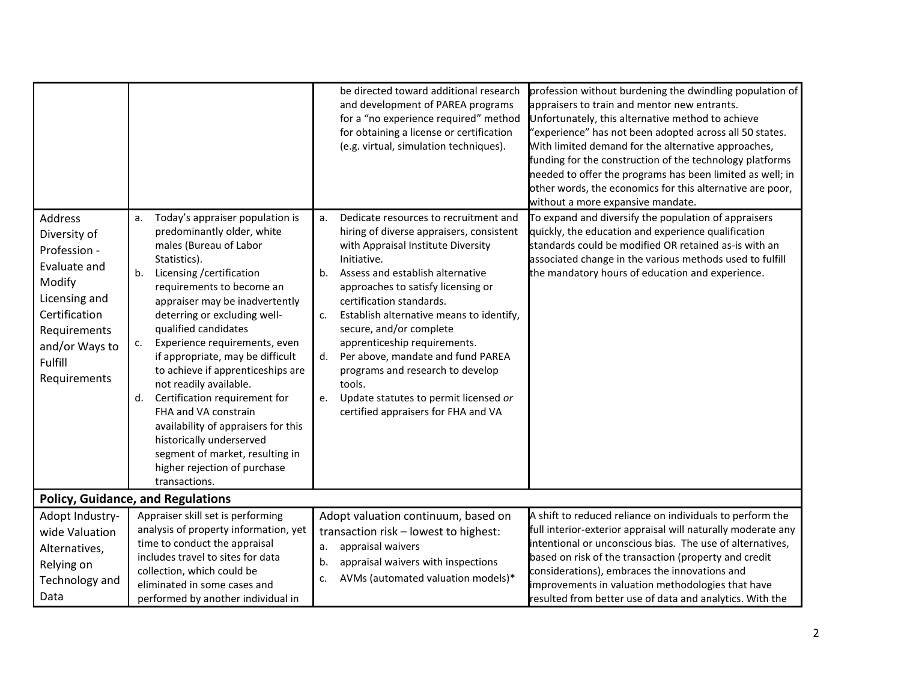| | | | |
|---|---|---|---|
| | | be directed toward additional research and development of PAREA programs for a "no experience required" method for obtaining a license or certification (e.g. virtual, simulation techniques). | profession without burdening the dwindling population of appraisers to train and mentor new entrants. Unfortunately, this alternative method to achieve "experience" has not been adopted across all 50 states. With limited demand for the alternative approaches, funding for the construction of the technology platforms needed to offer the programs has been limited as well; in other words, the economics for this alternative are poor, without a more expansive mandate. |
| Address Diversity of Profession - Evaluate and Modify Licensing and Certification Requirements and/or Ways to Fulfill Requirements | a. Today's appraiser population is predominantly older, white males (Bureau of Labor Statistics).<br>b. Licensing /certification requirements to become an appraiser may be inadvertently deterring or excluding well-qualified candidates<br>c. Experience requirements, even if appropriate, may be difficult to achieve if apprenticeships are not readily available.<br>d. Certification requirement for FHA and VA constrain availability of appraisers for this historically underserved segment of market, resulting in higher rejection of purchase transactions. | a. Dedicate resources to recruitment and hiring of diverse appraisers, consistent with Appraisal Institute Diversity Initiative.<br>b. Assess and establish alternative approaches to satisfy licensing or certification standards.<br>c. Establish alternative means to identify, secure, and/or complete apprenticeship requirements.<br>d. Per above, mandate and fund PAREA programs and research to develop tools.<br>e. Update statutes to permit licensed *or* certified appraisers for FHA and VA | To expand and diversify the population of appraisers quickly, the education and experience qualification standards could be modified OR retained as-is with an associated change in the various methods used to fulfill the mandatory hours of education and experience. |
| **Policy, Guidance, and Regulations** | | | |
| Adopt Industry-wide Valuation Alternatives, Relying on Technology and Data | Appraiser skill set is performing analysis of property information, yet time to conduct the appraisal includes travel to sites for data collection, which could be eliminated in some cases and performed by another individual in | Adopt valuation continuum, based on transaction risk – lowest to highest:<br>a. appraisal waivers<br>b. appraisal waivers with inspections<br>c. AVMs (automated valuation models)* | A shift to reduced reliance on individuals to perform the full interior-exterior appraisal will naturally moderate any intentional or unconscious bias. The use of alternatives, based on risk of the transaction (property and credit considerations), embraces the innovations and improvements in valuation methodologies that have resulted from better use of data and analytics. With the |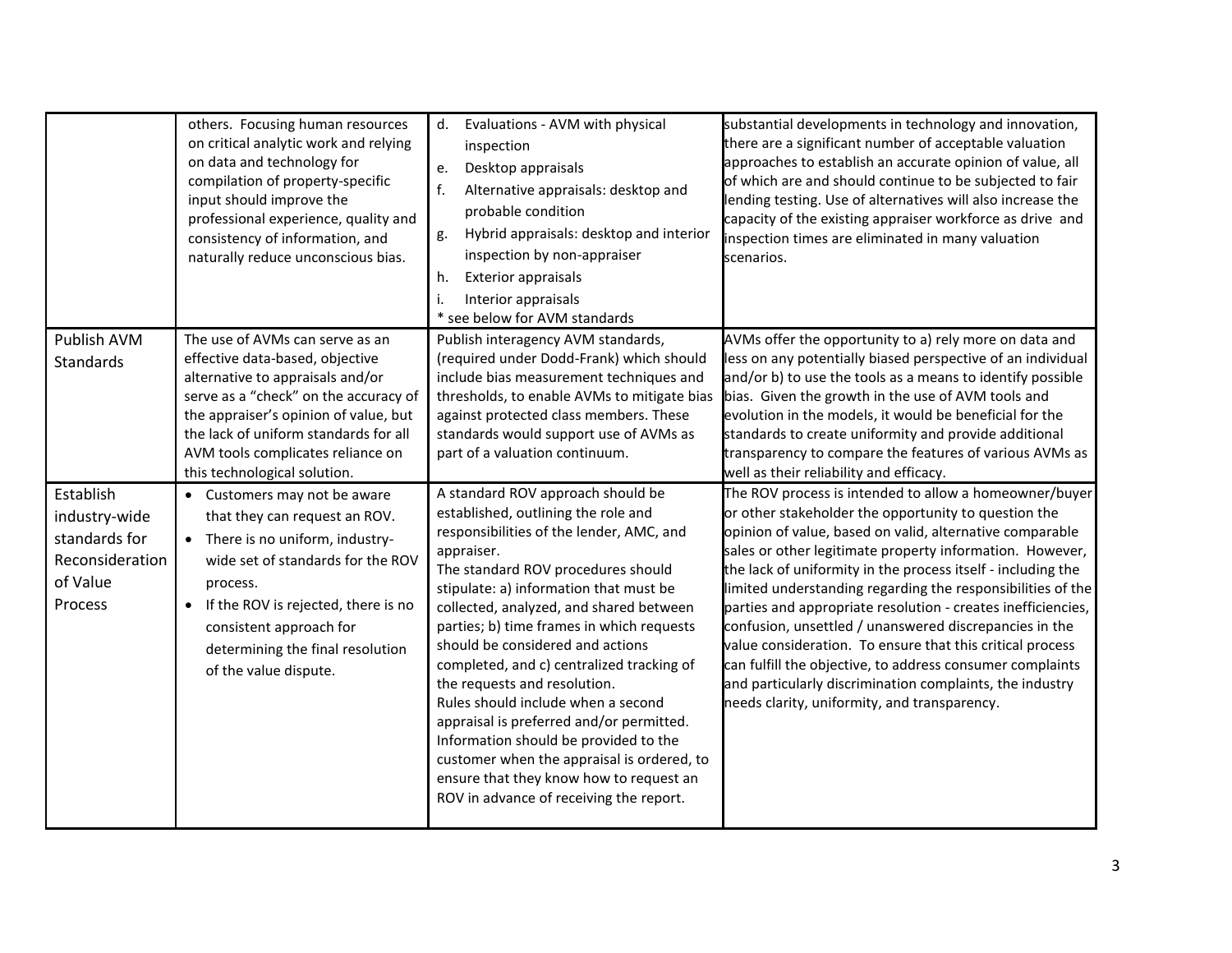| | | | |
|---|---|---|---|
| | others. Focusing human resources on critical analytic work and relying on data and technology for compilation of property-specific input should improve the professional experience, quality and consistency of information, and naturally reduce unconscious bias. | d. Evaluations - AVM with physical inspection<br>e. Desktop appraisals<br>f. Alternative appraisals: desktop and probable condition<br>g. Hybrid appraisals: desktop and interior inspection by non-appraiser<br>h. Exterior appraisals<br>i. Interior appraisals<br>* see below for AVM standards | substantial developments in technology and innovation, there are a significant number of acceptable valuation approaches to establish an accurate opinion of value, all of which are and should continue to be subjected to fair lending testing. Use of alternatives will also increase the capacity of the existing appraiser workforce as drive and inspection times are eliminated in many valuation scenarios. |
| Publish AVM Standards | The use of AVMs can serve as an effective data-based, objective alternative to appraisals and/or serve as a "check" on the accuracy of the appraiser's opinion of value, but the lack of uniform standards for all AVM tools complicates reliance on this technological solution. | Publish interagency AVM standards, (required under Dodd-Frank) which should include bias measurement techniques and thresholds, to enable AVMs to mitigate bias against protected class members. These standards would support use of AVMs as part of a valuation continuum. | AVMs offer the opportunity to a) rely more on data and less on any potentially biased perspective of an individual and/or b) to use the tools as a means to identify possible bias. Given the growth in the use of AVM tools and evolution in the models, it would be beneficial for the standards to create uniformity and provide additional transparency to compare the features of various AVMs as well as their reliability and efficacy. |
| Establish industry-wide standards for Reconsideration of Value Process | • Customers may not be aware that they can request an ROV.<br>• There is no uniform, industry-wide set of standards for the ROV process.<br>• If the ROV is rejected, there is no consistent approach for determining the final resolution of the value dispute. | A standard ROV approach should be established, outlining the role and responsibilities of the lender, AMC, and appraiser.<br>The standard ROV procedures should stipulate: a) information that must be collected, analyzed, and shared between parties; b) time frames in which requests should be considered and actions completed, and c) centralized tracking of the requests and resolution.<br>Rules should include when a second appraisal is preferred and/or permitted. Information should be provided to the customer when the appraisal is ordered, to ensure that they know how to request an ROV in advance of receiving the report. | The ROV process is intended to allow a homeowner/buyer or other stakeholder the opportunity to question the opinion of value, based on valid, alternative comparable sales or other legitimate property information. However, the lack of uniformity in the process itself - including the limited understanding regarding the responsibilities of the parties and appropriate resolution - creates inefficiencies, confusion, unsettled / unanswered discrepancies in the value consideration. To ensure that this critical process can fulfill the objective, to address consumer complaints and particularly discrimination complaints, the industry needs clarity, uniformity, and transparency. |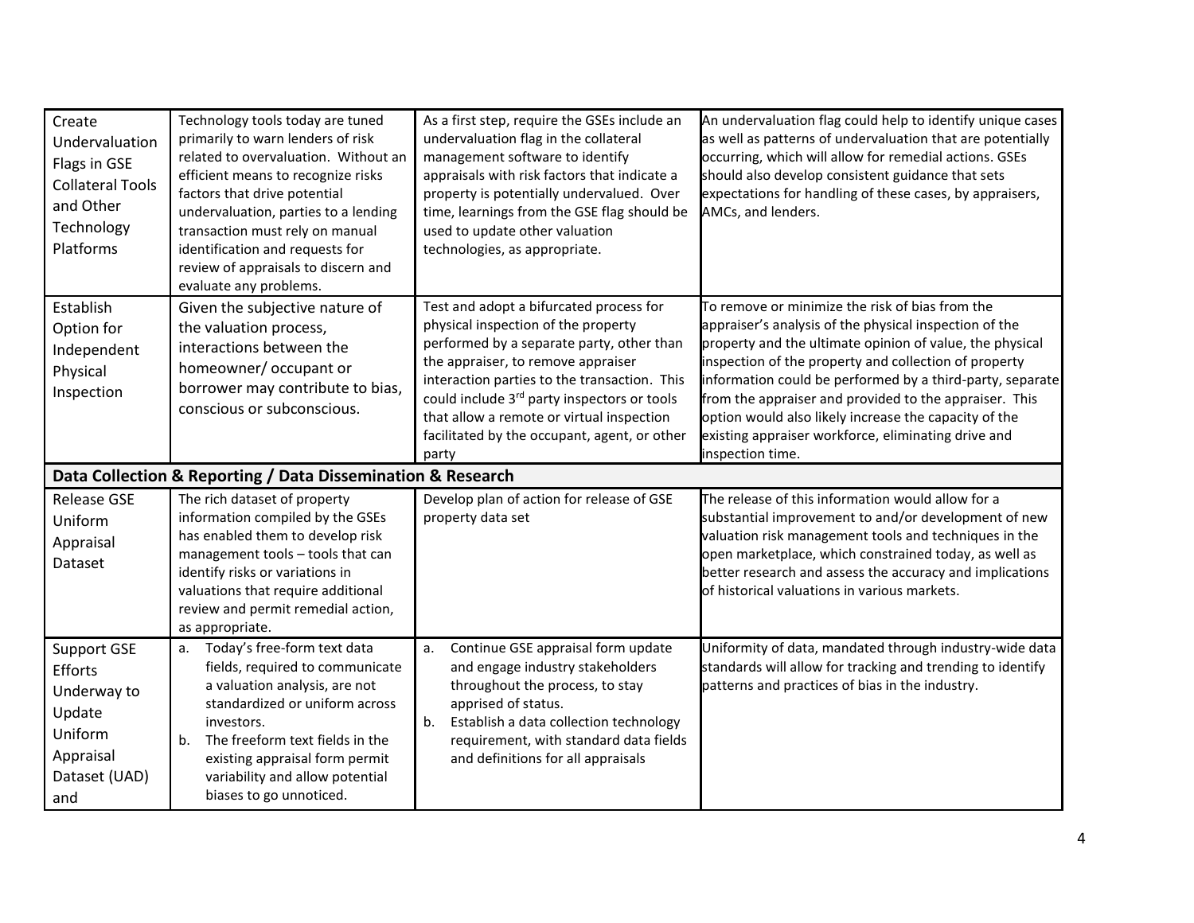| | | | |
|---|---|---|---|
| Create Undervaluation Flags in GSE Collateral Tools and Other Technology Platforms | Technology tools today are tuned primarily to warn lenders of risk related to overvaluation. Without an efficient means to recognize risks factors that drive potential undervaluation, parties to a lending transaction must rely on manual identification and requests for review of appraisals to discern and evaluate any problems. | As a first step, require the GSEs include an undervaluation flag in the collateral management software to identify appraisals with risk factors that indicate a property is potentially undervalued. Over time, learnings from the GSE flag should be used to update other valuation technologies, as appropriate. | An undervaluation flag could help to identify unique cases as well as patterns of undervaluation that are potentially occurring, which will allow for remedial actions. GSEs should also develop consistent guidance that sets expectations for handling of these cases, by appraisers, AMCs, and lenders. |
| Establish Option for Independent Physical Inspection | Given the subjective nature of the valuation process, interactions between the homeowner/ occupant or borrower may contribute to bias, conscious or subconscious. | Test and adopt a bifurcated process for physical inspection of the property performed by a separate party, other than the appraiser, to remove appraiser interaction parties to the transaction. This could include 3rd party inspectors or tools that allow a remote or virtual inspection facilitated by the occupant, agent, or other party | To remove or minimize the risk of bias from the appraiser's analysis of the physical inspection of the property and the ultimate opinion of value, the physical inspection of the property and collection of property information could be performed by a third-party, separate from the appraiser and provided to the appraiser. This option would also likely increase the capacity of the existing appraiser workforce, eliminating drive and inspection time. |
| **Data Collection & Reporting / Data Dissemination & Research** | | | |
| Release GSE Uniform Appraisal Dataset | The rich dataset of property information compiled by the GSEs has enabled them to develop risk management tools – tools that can identify risks or variations in valuations that require additional review and permit remedial action, as appropriate. | Develop plan of action for release of GSE property data set | The release of this information would allow for a substantial improvement to and/or development of new valuation risk management tools and techniques in the open marketplace, which constrained today, as well as better research and assess the accuracy and implications of historical valuations in various markets. |
| Support GSE Efforts Underway to Update Uniform Appraisal Dataset (UAD) and | a. Today's free-form text data fields, required to communicate a valuation analysis, are not standardized or uniform across investors.<br>b. The freeform text fields in the existing appraisal form permit variability and allow potential biases to go unnoticed. | a. Continue GSE appraisal form update and engage industry stakeholders throughout the process, to stay apprised of status.<br>b. Establish a data collection technology requirement, with standard data fields and definitions for all appraisals | Uniformity of data, mandated through industry-wide data standards will allow for tracking and trending to identify patterns and practices of bias in the industry. |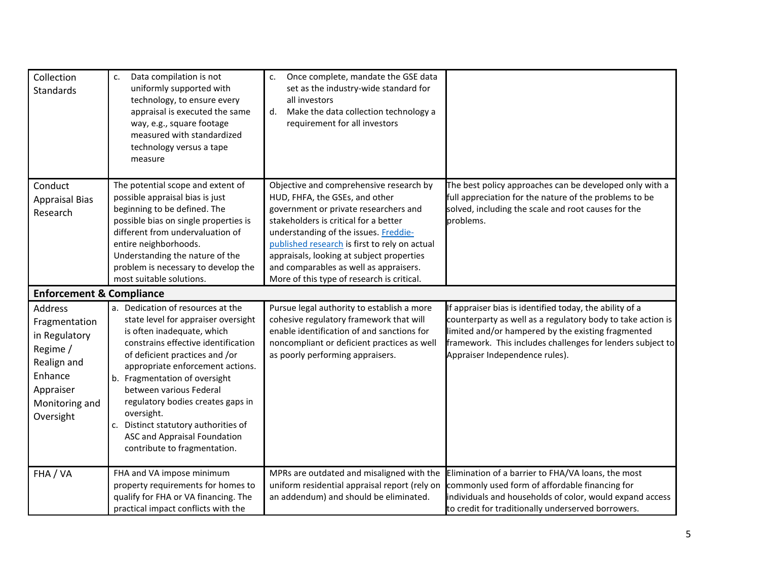| | | | |
|---|---|---|---|
| Collection Standards | c. Data compilation is not uniformly supported with technology, to ensure every appraisal is executed the same way, e.g., square footage measured with standardized technology versus a tape measure | c. Once complete, mandate the GSE data set as the industry-wide standard for all investors<br>d. Make the data collection technology a requirement for all investors | |
| Conduct Appraisal Bias Research | The potential scope and extent of possible appraisal bias is just beginning to be defined. The possible bias on single properties is different from undervaluation of entire neighborhoods. Understanding the nature of the problem is necessary to develop the most suitable solutions. | Objective and comprehensive research by HUD, FHFA, the GSEs, and other government or private researchers and stakeholders is critical for a better understanding of the issues. Freddie-published research is first to rely on actual appraisals, looking at subject properties and comparables as well as appraisers. More of this type of research is critical. | The best policy approaches can be developed only with a full appreciation for the nature of the problems to be solved, including the scale and root causes for the problems. |
| **Enforcement & Compliance** | | | |
| Address Fragmentation in Regulatory Regime / Realign and Enhance Appraiser Monitoring and Oversight | a. Dedication of resources at the state level for appraiser oversight is often inadequate, which constrains effective identification of deficient practices and /or appropriate enforcement actions.<br>b. Fragmentation of oversight between various Federal regulatory bodies creates gaps in oversight.<br>c. Distinct statutory authorities of ASC and Appraisal Foundation contribute to fragmentation. | Pursue legal authority to establish a more cohesive regulatory framework that will enable identification of and sanctions for noncompliant or deficient practices as well as poorly performing appraisers. | If appraiser bias is identified today, the ability of a counterparty as well as a regulatory body to take action is limited and/or hampered by the existing fragmented framework. This includes challenges for lenders subject to Appraiser Independence rules). |
| FHA / VA | FHA and VA impose minimum property requirements for homes to qualify for FHA or VA financing. The practical impact conflicts with the | MPRs are outdated and misaligned with the uniform residential appraisal report (rely on an addendum) and should be eliminated. | Elimination of a barrier to FHA/VA loans, the most commonly used form of affordable financing for individuals and households of color, would expand access to credit for traditionally underserved borrowers. |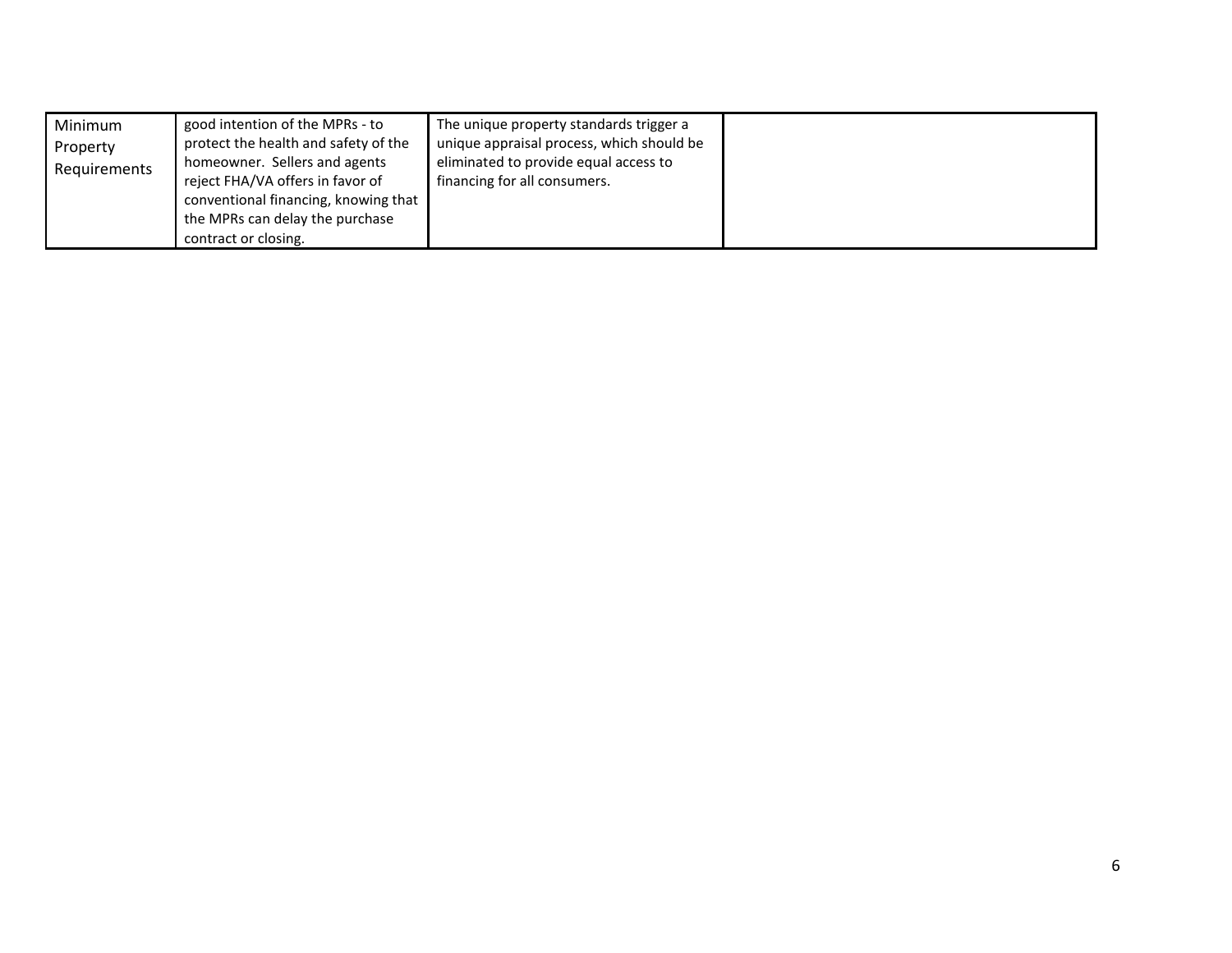| | | | |
|---|---|---|---|
| Minimum Property Requirements | good intention of the MPRs - to protect the health and safety of the homeowner. Sellers and agents reject FHA/VA offers in favor of conventional financing, knowing that the MPRs can delay the purchase contract or closing. | The unique property standards trigger a unique appraisal process, which should be eliminated to provide equal access to financing for all consumers. | |